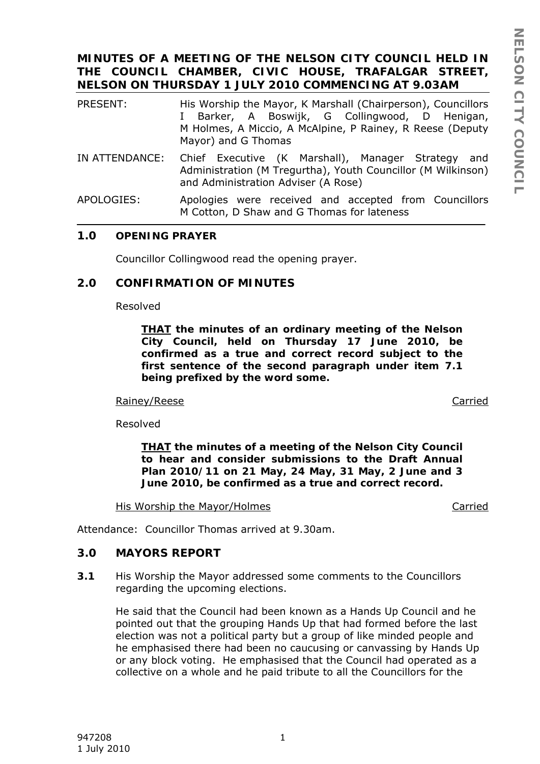**MINUTES OF A MEETING OF THE NELSON CITY COUNCIL HELD IN THE COUNCIL CHAMBER, CIVIC HOUSE, TRAFALGAR STREET, NELSON ON THURSDAY 1 JULY 2010 COMMENCING AT 9.03AM**

PRESENT: His Worship the Mayor, K Marshall (Chairperson), Councillors I Barker, A Boswijk, G Collingwood, D Henigan, M Holmes, A Miccio, A McAlpine, P Rainey, R Reese (Deputy Mayor) and G Thomas

IN ATTENDANCE: Chief Executive (K Marshall), Manager Strategy and Administration (M Tregurtha), Youth Councillor (M Wilkinson) and Administration Adviser (A Rose)

APOLOGIES: Apologies were received and accepted from Councillors M Cotton, D Shaw and G Thomas for lateness

## 1.0 OPENING PRAYER

Councillor Collingwood read the opening prayer.

## 2.0 CONFIRMATION OF MINUTES

Resolved

> ***THAT* the minutes of an ordinary meeting of the Nelson City Council, held on Thursday 17 June 2010, be confirmed as a true and correct record subject to the first sentence of the second paragraph under item 7.1 being prefixed by the word some.**

Rainey/Reese — Carried

Resolved

> ***THAT* the minutes of a meeting of the Nelson City Council to hear and consider submissions to the Draft Annual Plan 2010/11 on 21 May, 24 May, 31 May, 2 June and 3 June 2010, be confirmed as a true and correct record.**

His Worship the Mayor/Holmes — Carried

Attendance: Councillor Thomas arrived at 9.30am.

## 3.0 MAYORS REPORT

**3.1** His Worship the Mayor addressed some comments to the Councillors regarding the upcoming elections.

He said that the Council had been known as a Hands Up Council and he pointed out that the grouping Hands Up that had formed before the last election was not a political party but a group of like minded people and he emphasised there had been no caucusing or canvassing by Hands Up or any block voting. He emphasised that the Council had operated as a collective on a whole and he paid tribute to all the Councillors for the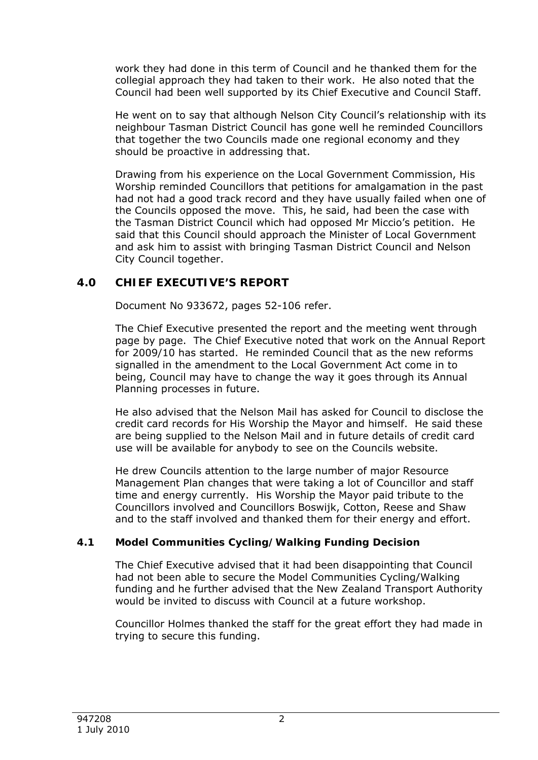work they had done in this term of Council and he thanked them for the collegial approach they had taken to their work. He also noted that the Council had been well supported by its Chief Executive and Council Staff.

He went on to say that although Nelson City Council's relationship with its neighbour Tasman District Council has gone well he reminded Councillors that together the two Councils made one regional economy and they should be proactive in addressing that.

Drawing from his experience on the Local Government Commission, His Worship reminded Councillors that petitions for amalgamation in the past had not had a good track record and they have usually failed when one of the Councils opposed the move. This, he said, had been the case with the Tasman District Council which had opposed Mr Miccio's petition. He said that this Council should approach the Minister of Local Government and ask him to assist with bringing Tasman District Council and Nelson City Council together.

## 4.0 CHIEF EXECUTIVE'S REPORT

Document No 933672, pages 52-106 refer.

The Chief Executive presented the report and the meeting went through page by page. The Chief Executive noted that work on the Annual Report for 2009/10 has started. He reminded Council that as the new reforms signalled in the amendment to the Local Government Act come in to being, Council may have to change the way it goes through its Annual Planning processes in future.

He also advised that the Nelson Mail has asked for Council to disclose the credit card records for His Worship the Mayor and himself. He said these are being supplied to the Nelson Mail and in future details of credit card use will be available for anybody to see on the Councils website.

He drew Councils attention to the large number of major Resource Management Plan changes that were taking a lot of Councillor and staff time and energy currently. His Worship the Mayor paid tribute to the Councillors involved and Councillors Boswijk, Cotton, Reese and Shaw and to the staff involved and thanked them for their energy and effort.

### 4.1 Model Communities Cycling/Walking Funding Decision

The Chief Executive advised that it had been disappointing that Council had not been able to secure the Model Communities Cycling/Walking funding and he further advised that the New Zealand Transport Authority would be invited to discuss with Council at a future workshop.

Councillor Holmes thanked the staff for the great effort they had made in trying to secure this funding.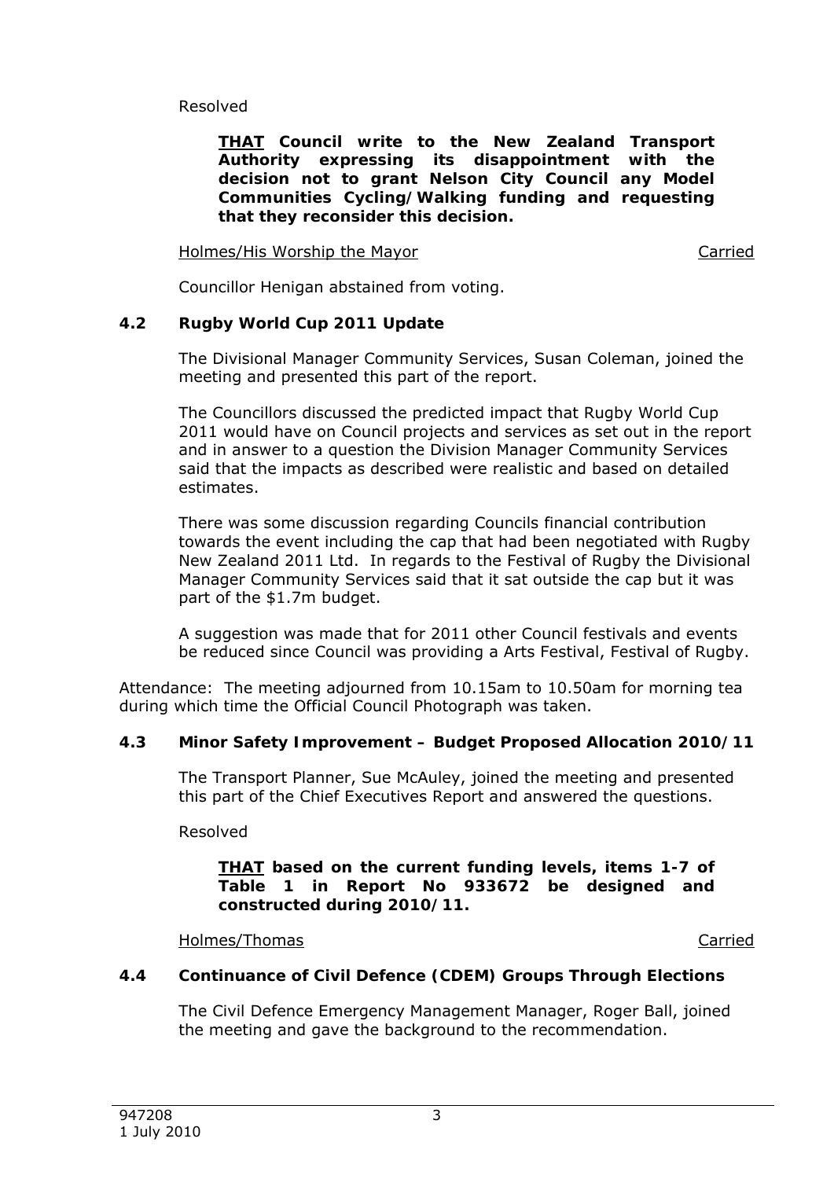Resolved

***THAT*** **Council write to the New Zealand Transport Authority expressing its disappointment with the decision not to grant Nelson City Council any Model Communities Cycling/Walking funding and requesting that they reconsider this decision.**

Holmes/His Worship the Mayor — Carried

Councillor Henigan abstained from voting.

### 4.2 Rugby World Cup 2011 Update

The Divisional Manager Community Services, Susan Coleman, joined the meeting and presented this part of the report.

The Councillors discussed the predicted impact that Rugby World Cup 2011 would have on Council projects and services as set out in the report and in answer to a question the Division Manager Community Services said that the impacts as described were realistic and based on detailed estimates.

There was some discussion regarding Councils financial contribution towards the event including the cap that had been negotiated with Rugby New Zealand 2011 Ltd. In regards to the Festival of Rugby the Divisional Manager Community Services said that it sat outside the cap but it was part of the $1.7m budget.

A suggestion was made that for 2011 other Council festivals and events be reduced since Council was providing a Arts Festival, Festival of Rugby.

Attendance: The meeting adjourned from 10.15am to 10.50am for morning tea during which time the Official Council Photograph was taken.

### 4.3 Minor Safety Improvement – Budget Proposed Allocation 2010/11

The Transport Planner, Sue McAuley, joined the meeting and presented this part of the Chief Executives Report and answered the questions.

Resolved

***THAT*** **based on the current funding levels, items 1-7 of Table 1 in Report No 933672 be designed and constructed during 2010/11.**

Holmes/Thomas — Carried

### 4.4 Continuance of Civil Defence (CDEM) Groups Through Elections

The Civil Defence Emergency Management Manager, Roger Ball, joined the meeting and gave the background to the recommendation.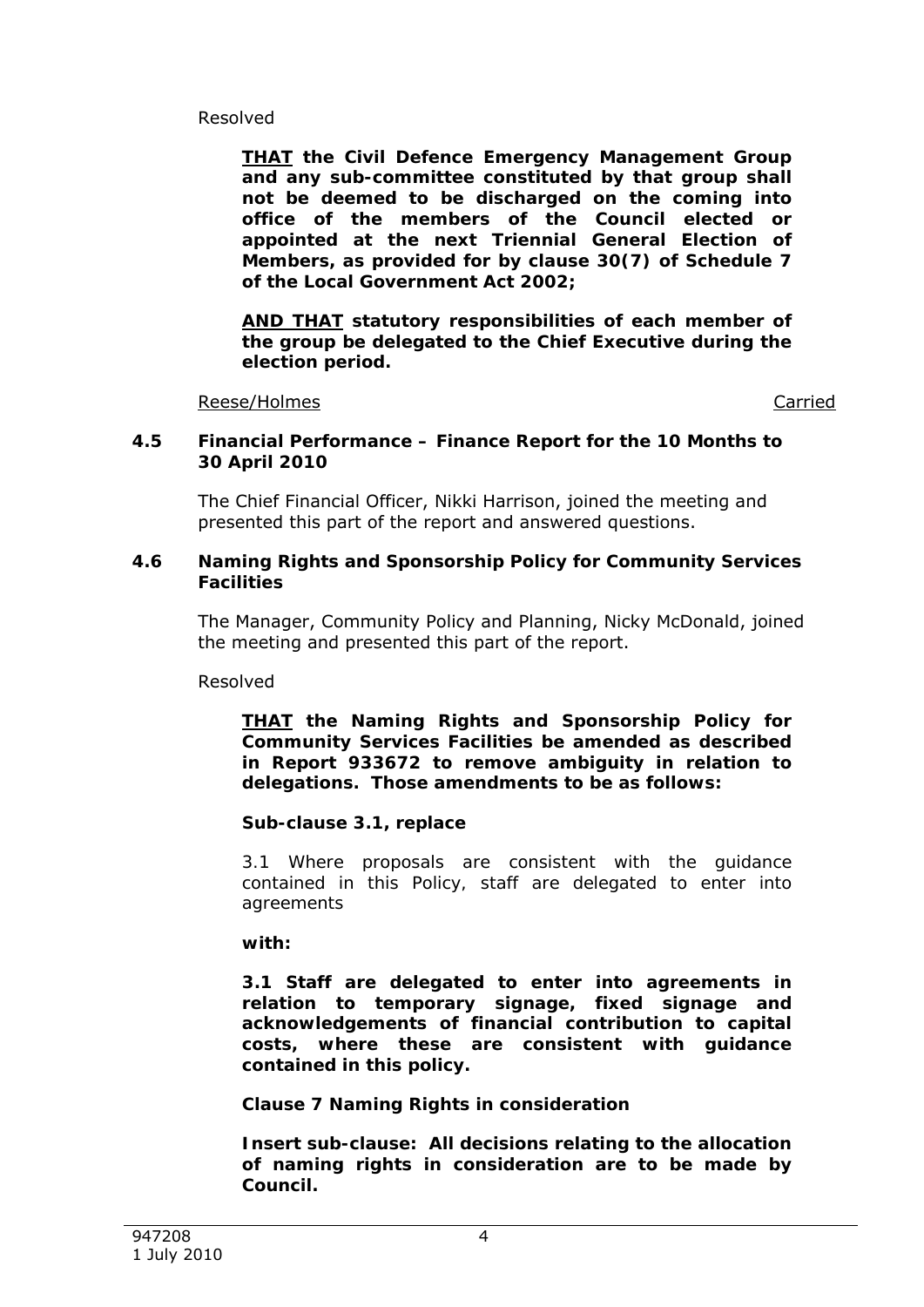Resolved

> **<u>THAT</u> the Civil Defence Emergency Management Group and any sub-committee constituted by that group shall not be deemed to be discharged on the coming into office of the members of the Council elected or appointed at the next Triennial General Election of Members, as provided for by clause 30(7) of Schedule 7 of the Local Government Act 2002;**
>
> **<u>AND THAT</u> statutory responsibilities of each member of the group be delegated to the Chief Executive during the election period.**

<u>Reese/Holmes</u> <u>Carried</u>

### 4.5 Financial Performance – Finance Report for the 10 Months to 30 April 2010

The Chief Financial Officer, Nikki Harrison, joined the meeting and presented this part of the report and answered questions.

### 4.6 Naming Rights and Sponsorship Policy for Community Services Facilities

The Manager, Community Policy and Planning, Nicky McDonald, joined the meeting and presented this part of the report.

Resolved

> **<u>THAT</u> the Naming Rights and Sponsorship Policy for Community Services Facilities be amended as described in Report 933672 to remove ambiguity in relation to delegations. Those amendments to be as follows:**
>
> **Sub-clause 3.1, replace**
>
> 3.1 Where proposals are consistent with the guidance contained in this Policy, staff are delegated to enter into agreements
>
> **with:**
>
> **3.1 Staff are delegated to enter into agreements in relation to temporary signage, fixed signage and acknowledgements of financial contribution to capital costs, where these are consistent with guidance contained in this policy.**
>
> **Clause 7 Naming Rights in consideration**
>
> **Insert sub-clause: All decisions relating to the allocation of naming rights in consideration are to be made by Council.**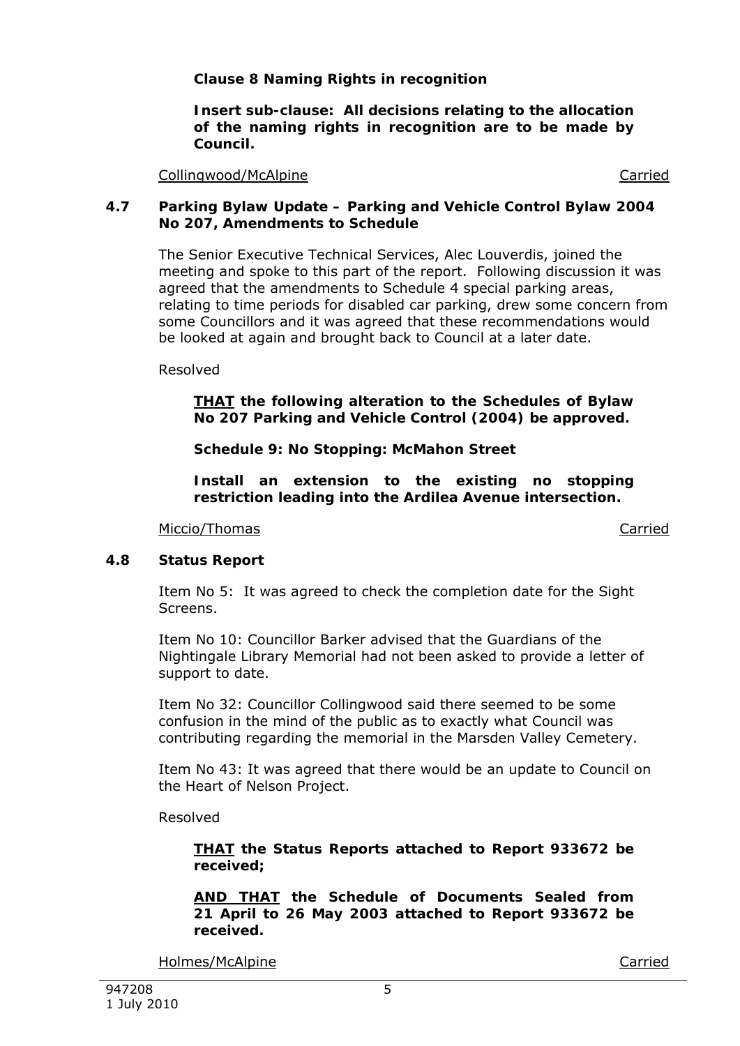**Clause 8 Naming Rights in recognition**

**Insert sub-clause: All decisions relating to the allocation of the naming rights in recognition are to be made by Council.**

Collingwood/McAlpine Carried

### 4.7 Parking Bylaw Update – Parking and Vehicle Control Bylaw 2004 No 207, Amendments to Schedule

The Senior Executive Technical Services, Alec Louverdis, joined the meeting and spoke to this part of the report. Following discussion it was agreed that the amendments to Schedule 4 special parking areas, relating to time periods for disabled car parking, drew some concern from some Councillors and it was agreed that these recommendations would be looked at again and brought back to Council at a later date.

Resolved

**THAT the following alteration to the Schedules of Bylaw No 207 Parking and Vehicle Control (2004) be approved.**

**Schedule 9: No Stopping: McMahon Street**

**Install an extension to the existing no stopping restriction leading into the Ardilea Avenue intersection.**

Miccio/Thomas Carried

### 4.8 Status Report

Item No 5: It was agreed to check the completion date for the Sight Screens.

Item No 10: Councillor Barker advised that the Guardians of the Nightingale Library Memorial had not been asked to provide a letter of support to date.

Item No 32: Councillor Collingwood said there seemed to be some confusion in the mind of the public as to exactly what Council was contributing regarding the memorial in the Marsden Valley Cemetery.

Item No 43: It was agreed that there would be an update to Council on the Heart of Nelson Project.

Resolved

**THAT the Status Reports attached to Report 933672 be received;**

**AND THAT the Schedule of Documents Sealed from 21 April to 26 May 2003 attached to Report 933672 be received.**

Holmes/McAlpine Carried

947208
1 July 2010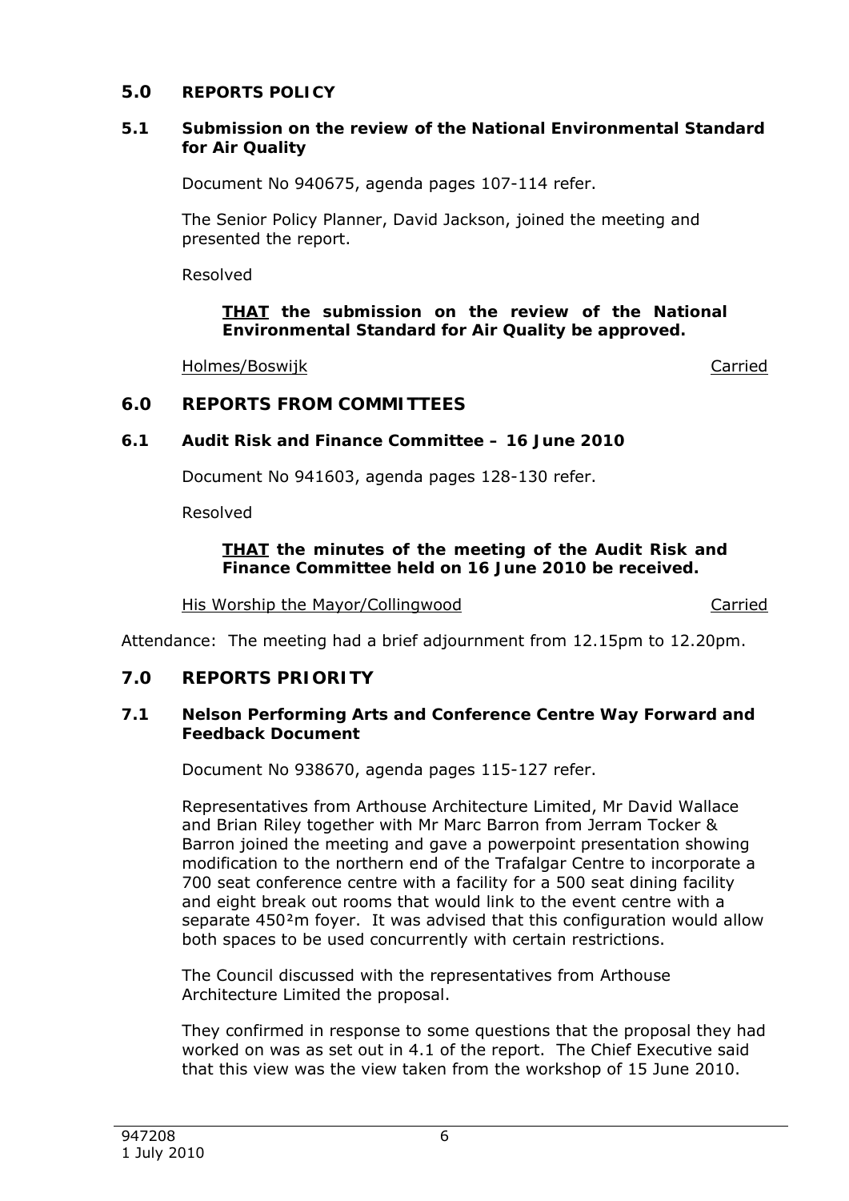## 5.0 REPORTS POLICY

### 5.1 Submission on the review of the National Environmental Standard for Air Quality

Document No 940675, agenda pages 107-114 refer.

The Senior Policy Planner, David Jackson, joined the meeting and presented the report.

Resolved

> **<u>THAT</u> the submission on the review of the National Environmental Standard for Air Quality be approved.**

<u>Holmes/Boswijk</u> <u>Carried</u>

## 6.0 REPORTS FROM COMMITTEES

### 6.1 Audit Risk and Finance Committee – 16 June 2010

Document No 941603, agenda pages 128-130 refer.

Resolved

> **<u>THAT</u> the minutes of the meeting of the Audit Risk and Finance Committee held on 16 June 2010 be received.**

<u>His Worship the Mayor/Collingwood</u> <u>Carried</u>

Attendance: The meeting had a brief adjournment from 12.15pm to 12.20pm.

## 7.0 REPORTS PRIORITY

### 7.1 Nelson Performing Arts and Conference Centre Way Forward and Feedback Document

Document No 938670, agenda pages 115-127 refer.

Representatives from Arthouse Architecture Limited, Mr David Wallace and Brian Riley together with Mr Marc Barron from Jerram Tocker & Barron joined the meeting and gave a powerpoint presentation showing modification to the northern end of the Trafalgar Centre to incorporate a 700 seat conference centre with a facility for a 500 seat dining facility and eight break out rooms that would link to the event centre with a separate 450²m foyer. It was advised that this configuration would allow both spaces to be used concurrently with certain restrictions.

The Council discussed with the representatives from Arthouse Architecture Limited the proposal.

They confirmed in response to some questions that the proposal they had worked on was as set out in 4.1 of the report. The Chief Executive said that this view was the view taken from the workshop of 15 June 2010.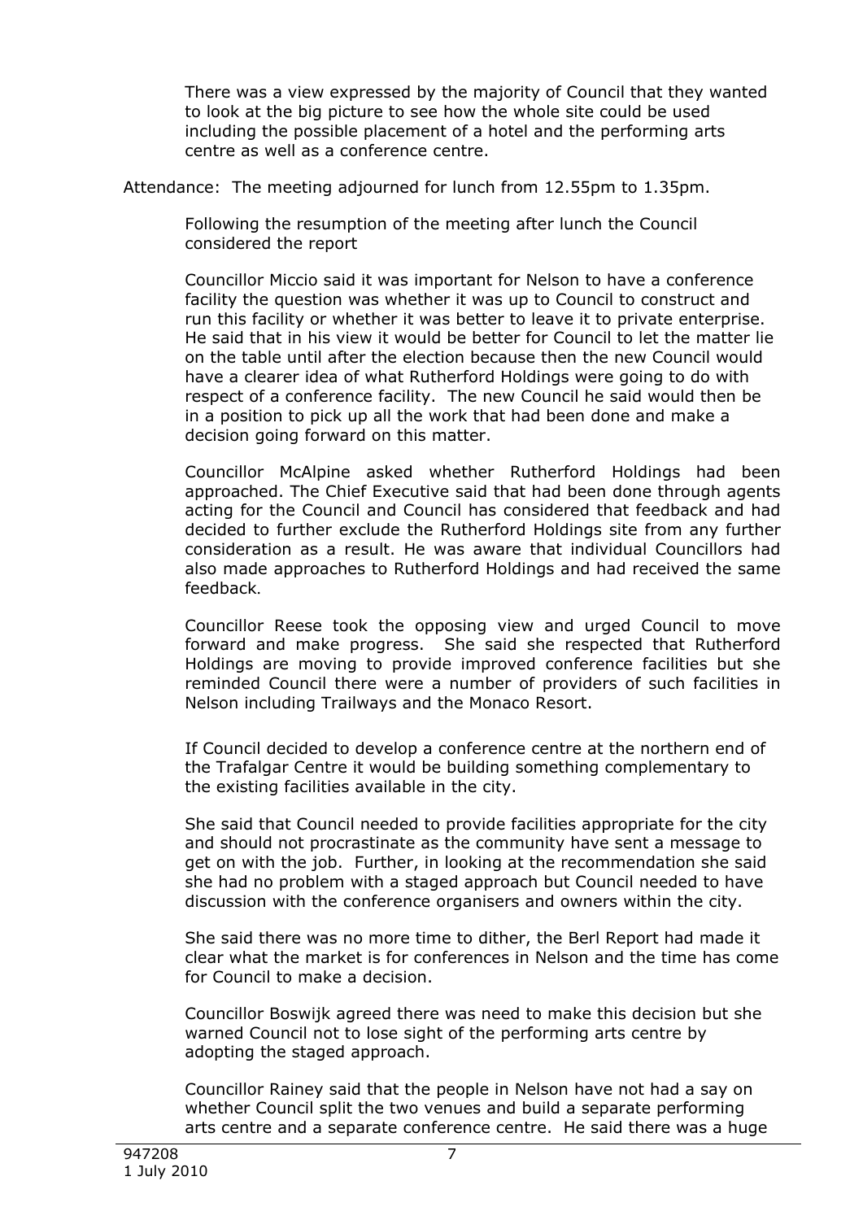There was a view expressed by the majority of Council that they wanted to look at the big picture to see how the whole site could be used including the possible placement of a hotel and the performing arts centre as well as a conference centre.

Attendance: The meeting adjourned for lunch from 12.55pm to 1.35pm.

Following the resumption of the meeting after lunch the Council considered the report

Councillor Miccio said it was important for Nelson to have a conference facility the question was whether it was up to Council to construct and run this facility or whether it was better to leave it to private enterprise. He said that in his view it would be better for Council to let the matter lie on the table until after the election because then the new Council would have a clearer idea of what Rutherford Holdings were going to do with respect of a conference facility. The new Council he said would then be in a position to pick up all the work that had been done and make a decision going forward on this matter.

Councillor McAlpine asked whether Rutherford Holdings had been approached. The Chief Executive said that had been done through agents acting for the Council and Council has considered that feedback and had decided to further exclude the Rutherford Holdings site from any further consideration as a result. He was aware that individual Councillors had also made approaches to Rutherford Holdings and had received the same feedback.

Councillor Reese took the opposing view and urged Council to move forward and make progress. She said she respected that Rutherford Holdings are moving to provide improved conference facilities but she reminded Council there were a number of providers of such facilities in Nelson including Trailways and the Monaco Resort.

If Council decided to develop a conference centre at the northern end of the Trafalgar Centre it would be building something complementary to the existing facilities available in the city.

She said that Council needed to provide facilities appropriate for the city and should not procrastinate as the community have sent a message to get on with the job. Further, in looking at the recommendation she said she had no problem with a staged approach but Council needed to have discussion with the conference organisers and owners within the city.

She said there was no more time to dither, the Berl Report had made it clear what the market is for conferences in Nelson and the time has come for Council to make a decision.

Councillor Boswijk agreed there was need to make this decision but she warned Council not to lose sight of the performing arts centre by adopting the staged approach.

Councillor Rainey said that the people in Nelson have not had a say on whether Council split the two venues and build a separate performing arts centre and a separate conference centre. He said there was a huge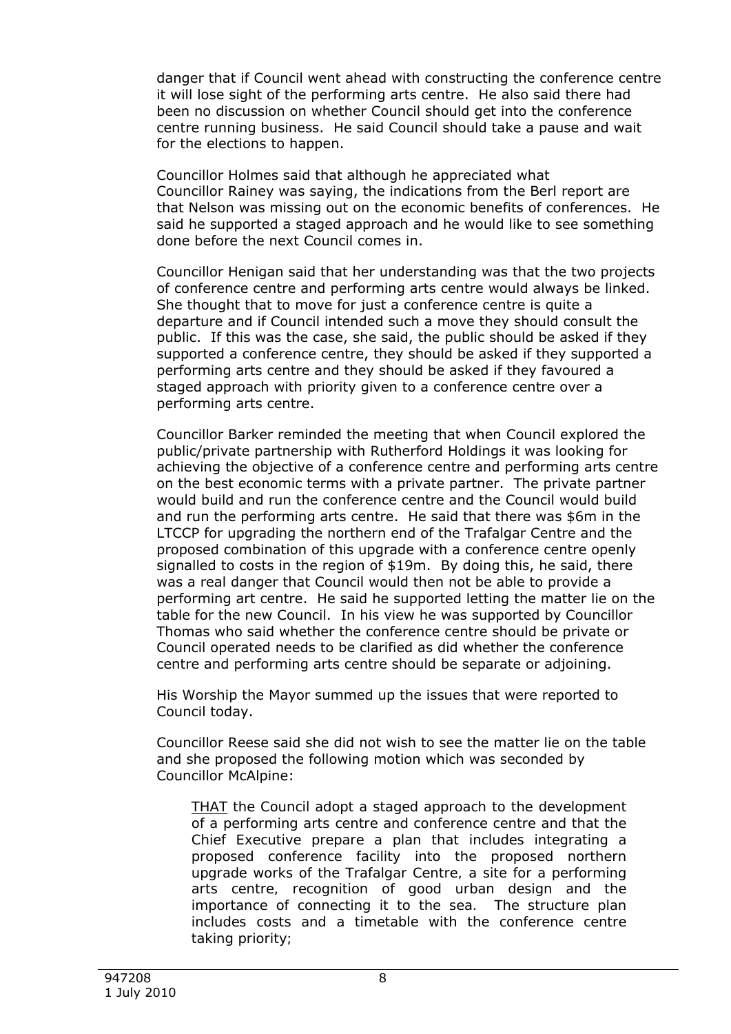danger that if Council went ahead with constructing the conference centre it will lose sight of the performing arts centre. He also said there had been no discussion on whether Council should get into the conference centre running business. He said Council should take a pause and wait for the elections to happen.

Councillor Holmes said that although he appreciated what Councillor Rainey was saying, the indications from the Berl report are that Nelson was missing out on the economic benefits of conferences. He said he supported a staged approach and he would like to see something done before the next Council comes in.

Councillor Henigan said that her understanding was that the two projects of conference centre and performing arts centre would always be linked. She thought that to move for just a conference centre is quite a departure and if Council intended such a move they should consult the public. If this was the case, she said, the public should be asked if they supported a conference centre, they should be asked if they supported a performing arts centre and they should be asked if they favoured a staged approach with priority given to a conference centre over a performing arts centre.

Councillor Barker reminded the meeting that when Council explored the public/private partnership with Rutherford Holdings it was looking for achieving the objective of a conference centre and performing arts centre on the best economic terms with a private partner. The private partner would build and run the conference centre and the Council would build and run the performing arts centre. He said that there was $6m in the LTCCP for upgrading the northern end of the Trafalgar Centre and the proposed combination of this upgrade with a conference centre openly signalled to costs in the region of $19m. By doing this, he said, there was a real danger that Council would then not be able to provide a performing art centre. He said he supported letting the matter lie on the table for the new Council. In his view he was supported by Councillor Thomas who said whether the conference centre should be private or Council operated needs to be clarified as did whether the conference centre and performing arts centre should be separate or adjoining.

His Worship the Mayor summed up the issues that were reported to Council today.

Councillor Reese said she did not wish to see the matter lie on the table and she proposed the following motion which was seconded by Councillor McAlpine:

> THAT the Council adopt a staged approach to the development of a performing arts centre and conference centre and that the Chief Executive prepare a plan that includes integrating a proposed conference facility into the proposed northern upgrade works of the Trafalgar Centre, a site for a performing arts centre, recognition of good urban design and the importance of connecting it to the sea. The structure plan includes costs and a timetable with the conference centre taking priority;

947208
1 July 2010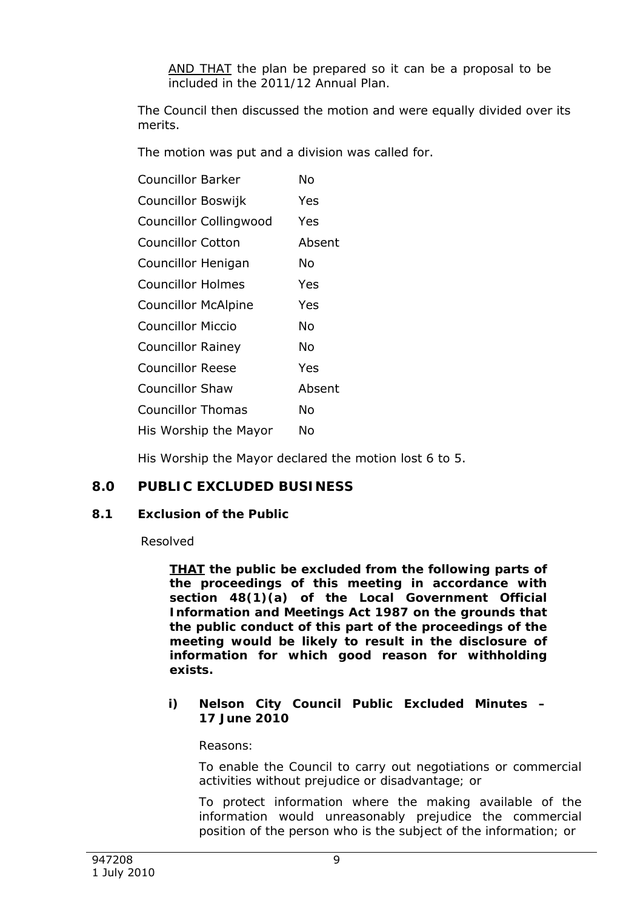AND THAT the plan be prepared so it can be a proposal to be included in the 2011/12 Annual Plan.

The Council then discussed the motion and were equally divided over its merits.

The motion was put and a division was called for.

| | |
|---|---|
| Councillor Barker | No |
| Councillor Boswijk | Yes |
| Councillor Collingwood | Yes |
| Councillor Cotton | Absent |
| Councillor Henigan | No |
| Councillor Holmes | Yes |
| Councillor McAlpine | Yes |
| Councillor Miccio | No |
| Councillor Rainey | No |
| Councillor Reese | Yes |
| Councillor Shaw | Absent |
| Councillor Thomas | No |
| His Worship the Mayor | No |

His Worship the Mayor declared the motion lost 6 to 5.

## 8.0 PUBLIC EXCLUDED BUSINESS

### 8.1 Exclusion of the Public

Resolved

**THAT the public be excluded from the following parts of the proceedings of this meeting in accordance with section 48(1)(a) of the Local Government Official Information and Meetings Act 1987 on the grounds that the public conduct of this part of the proceedings of the meeting would be likely to result in the disclosure of information for which good reason for withholding exists.**

**i) Nelson City Council Public Excluded Minutes – 17 June 2010**

Reasons:

To enable the Council to carry out negotiations or commercial activities without prejudice or disadvantage; or

To protect information where the making available of the information would unreasonably prejudice the commercial position of the person who is the subject of the information; or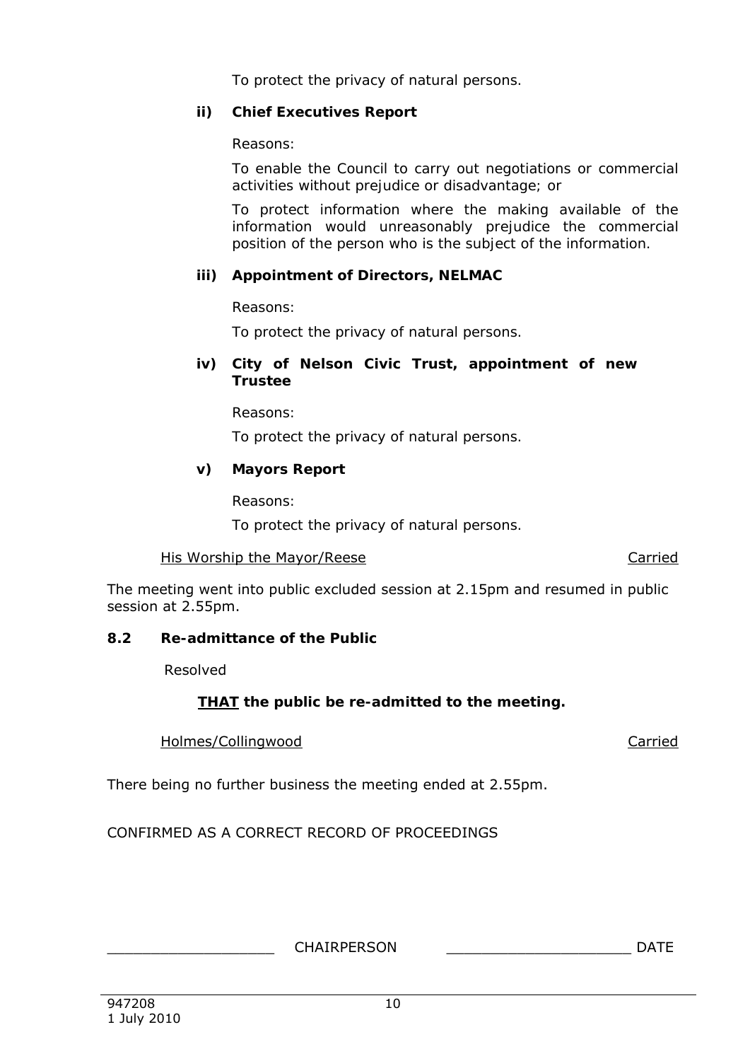To protect the privacy of natural persons.

**ii) Chief Executives Report**

Reasons:

To enable the Council to carry out negotiations or commercial activities without prejudice or disadvantage; or

To protect information where the making available of the information would unreasonably prejudice the commercial position of the person who is the subject of the information.

**iii) Appointment of Directors, NELMAC**

Reasons:

To protect the privacy of natural persons.

**iv) City of Nelson Civic Trust, appointment of new Trustee**

Reasons:

To protect the privacy of natural persons.

**v) Mayors Report**

Reasons:

To protect the privacy of natural persons.

His Worship the Mayor/Reese — Carried

The meeting went into public excluded session at 2.15pm and resumed in public session at 2.55pm.

**8.2 Re-admittance of the Public**

Resolved

***THAT* the public be re-admitted to the meeting.**

Holmes/Collingwood — Carried

There being no further business the meeting ended at 2.55pm.

CONFIRMED AS A CORRECT RECORD OF PROCEEDINGS

____________________ CHAIRPERSON ______________________ DATE

947208
1 July 2010